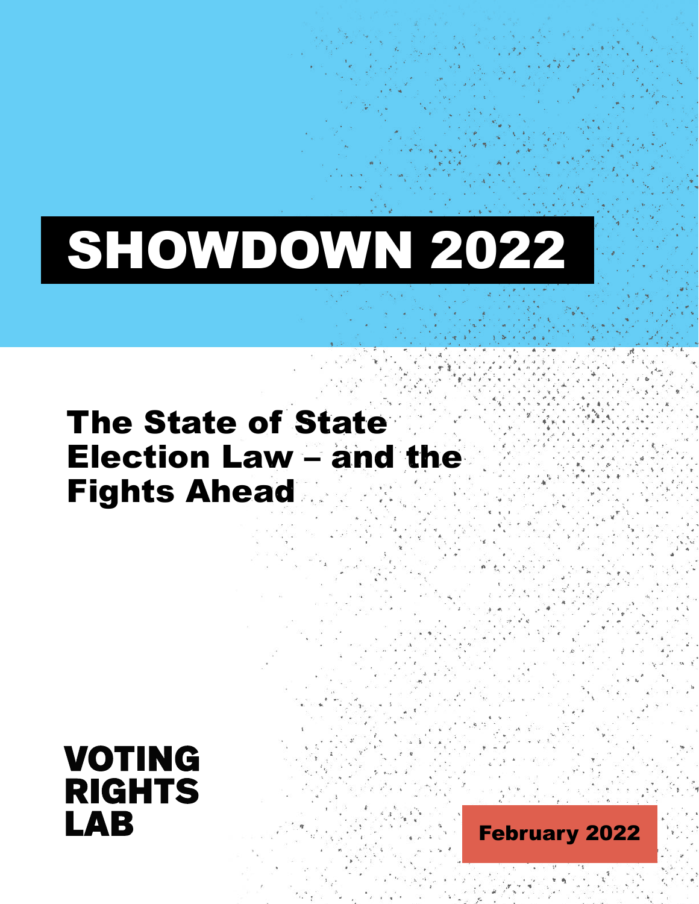# SHOWDOWN 2022

## The State of State Election Law – and the Fights Ahead

VOTING RIGHTS LAB

February 2022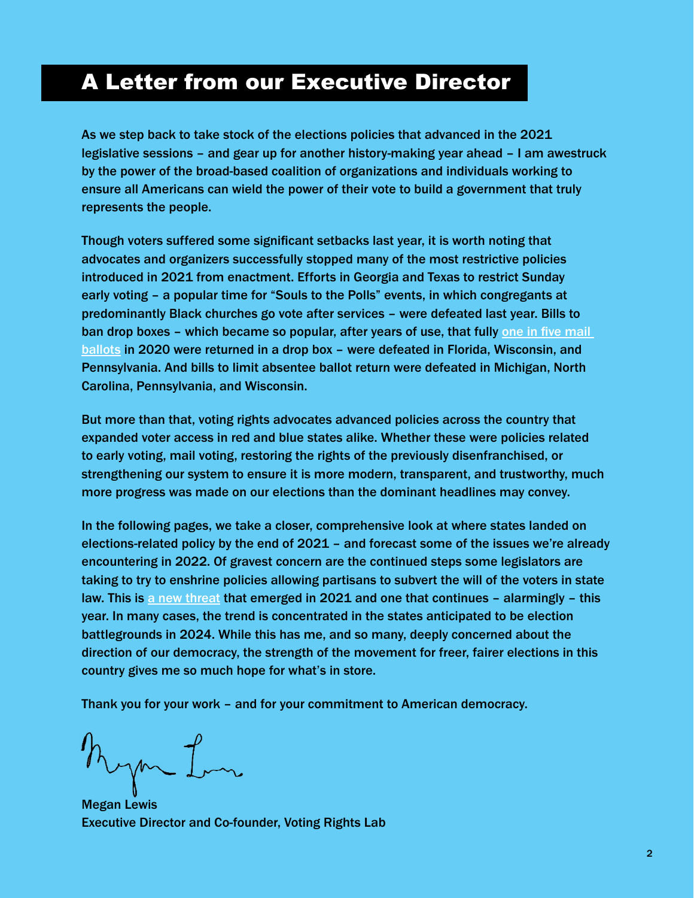# A Letter from our Executive Director

As we step back to take stock of the elections policies that advanced in the 2021 legislative sessions – and gear up for another history-making year ahead – I am awestruck by the power of the broad-based coalition of organizations and individuals working to ensure all Americans can wield the power of their vote to build a government that truly represents the people.

Though voters suffered some significant setbacks last year, it is worth noting that advocates and organizers successfully stopped many of the most restrictive policies introduced in 2021 from enactment. Efforts in Georgia and Texas to restrict Sunday early voting – a popular time for "Souls to the Polls" events, in which congregants at predominantly Black churches go vote after services – were defeated last year. Bills to ban drop boxes – which became so popular, after years of use, that fully one in five mail ballots in 2020 were returned in a drop box – were defeated in Florida, Wisconsin, and Pennsylvania. And bills to limit absentee ballot return were defeated in Michigan, North Carolina, Pennsylvania, and Wisconsin.

But more than that, voting rights advocates advanced policies across the country that expanded voter access in red and blue states alike. Whether these were policies related to early voting, mail voting, restoring the rights of the previously disenfranchised, or strengthening our system to ensure it is more modern, transparent, and trustworthy, much more progress was made on our elections than the dominant headlines may convey.

In the following pages, we take a closer, comprehensive look at where states landed on elections-related policy by the end of 2021 – and forecast some of the issues we're already encountering in 2022. Of gravest concern are the continued steps some legislators are taking to try to enshrine policies allowing partisans to subvert the will of the voters in state law. This is a new threat that emerged in 2021 and one that continues – alarmingly – this year. In many cases, the trend is concentrated in the states anticipated to be election battlegrounds in 2024. While this has me, and so many, deeply concerned about the direction of our democracy, the strength of the movement for freer, fairer elections in this country gives me so much hope for what's in store.

Thank you for your work – and for your commitment to American democracy.

Megan Lewis
Executive Director and Co-founder, Voting Rights Lab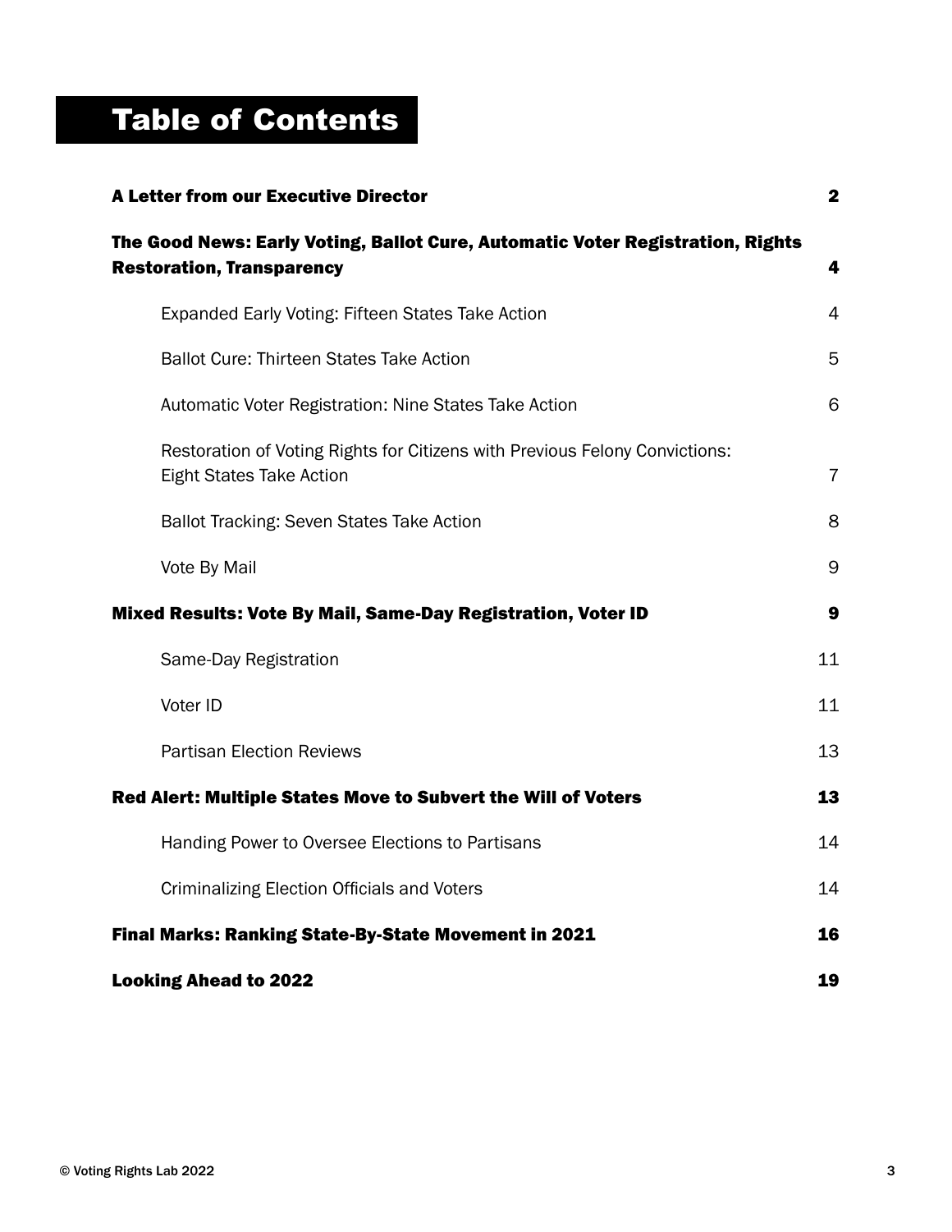# Table of Contents

| | |
|---|---|
| **A Letter from our Executive Director** | **2** |
| **The Good News: Early Voting, Ballot Cure, Automatic Voter Registration, Rights Restoration, Transparency** | **4** |
| Expanded Early Voting: Fifteen States Take Action | 4 |
| Ballot Cure: Thirteen States Take Action | 5 |
| Automatic Voter Registration: Nine States Take Action | 6 |
| Restoration of Voting Rights for Citizens with Previous Felony Convictions: Eight States Take Action | 7 |
| Ballot Tracking: Seven States Take Action | 8 |
| Vote By Mail | 9 |
| **Mixed Results: Vote By Mail, Same-Day Registration, Voter ID** | **9** |
| Same-Day Registration | 11 |
| Voter ID | 11 |
| Partisan Election Reviews | 13 |
| **Red Alert: Multiple States Move to Subvert the Will of Voters** | **13** |
| Handing Power to Oversee Elections to Partisans | 14 |
| Criminalizing Election Officials and Voters | 14 |
| **Final Marks: Ranking State-By-State Movement in 2021** | **16** |
| **Looking Ahead to 2022** | **19** |

© Voting Rights Lab 2022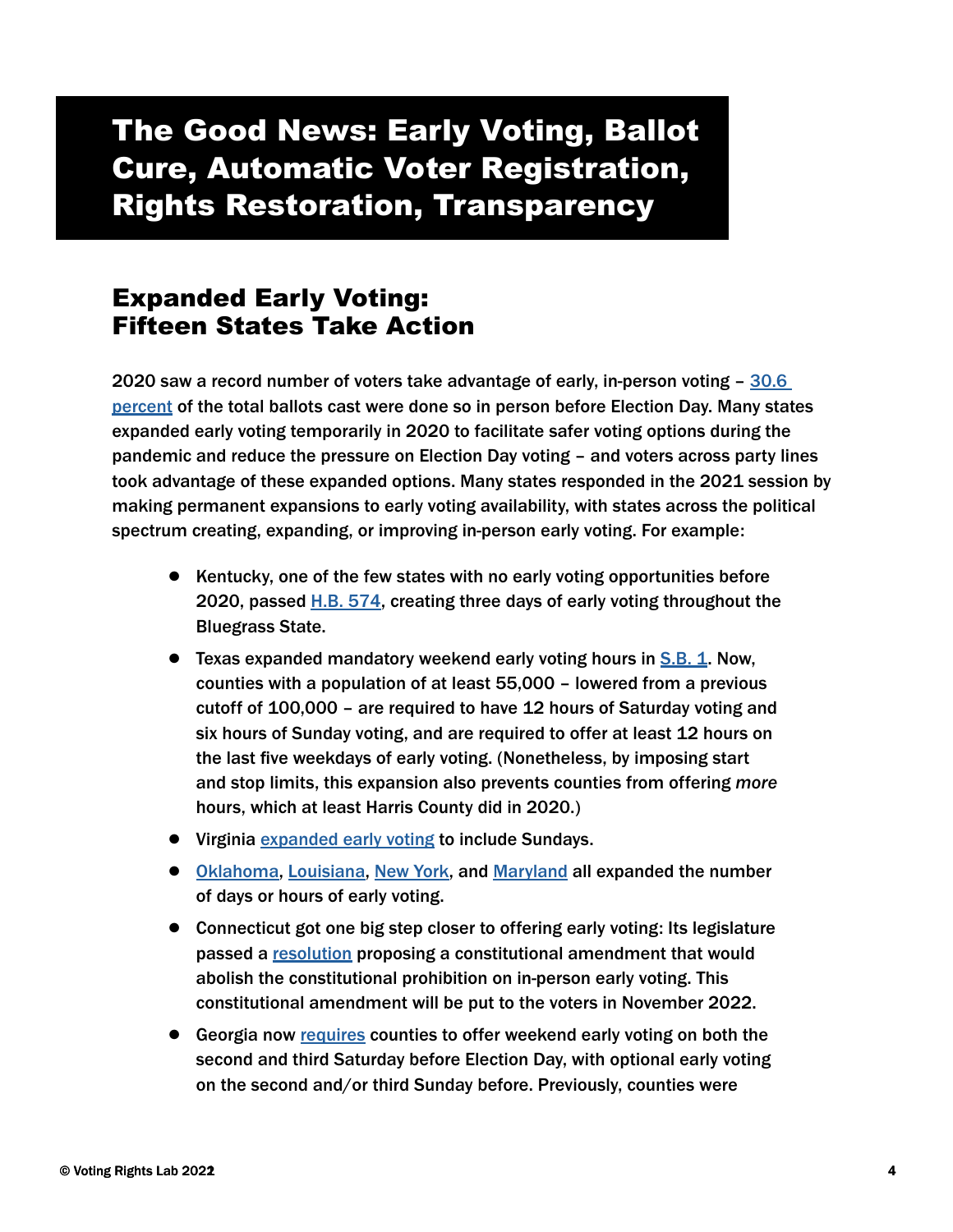# The Good News: Early Voting, Ballot Cure, Automatic Voter Registration, Rights Restoration, Transparency

## Expanded Early Voting: Fifteen States Take Action

2020 saw a record number of voters take advantage of early, in-person voting – 30.6 percent of the total ballots cast were done so in person before Election Day. Many states expanded early voting temporarily in 2020 to facilitate safer voting options during the pandemic and reduce the pressure on Election Day voting – and voters across party lines took advantage of these expanded options. Many states responded in the 2021 session by making permanent expansions to early voting availability, with states across the political spectrum creating, expanding, or improving in-person early voting. For example:

- Kentucky, one of the few states with no early voting opportunities before 2020, passed H.B. 574, creating three days of early voting throughout the Bluegrass State.
- Texas expanded mandatory weekend early voting hours in S.B. 1. Now, counties with a population of at least 55,000 – lowered from a previous cutoff of 100,000 – are required to have 12 hours of Saturday voting and six hours of Sunday voting, and are required to offer at least 12 hours on the last five weekdays of early voting. (Nonetheless, by imposing start and stop limits, this expansion also prevents counties from offering *more* hours, which at least Harris County did in 2020.)
- Virginia expanded early voting to include Sundays.
- Oklahoma, Louisiana, New York, and Maryland all expanded the number of days or hours of early voting.
- Connecticut got one big step closer to offering early voting: Its legislature passed a resolution proposing a constitutional amendment that would abolish the constitutional prohibition on in-person early voting. This constitutional amendment will be put to the voters in November 2022.
- Georgia now requires counties to offer weekend early voting on both the second and third Saturday before Election Day, with optional early voting on the second and/or third Sunday before. Previously, counties were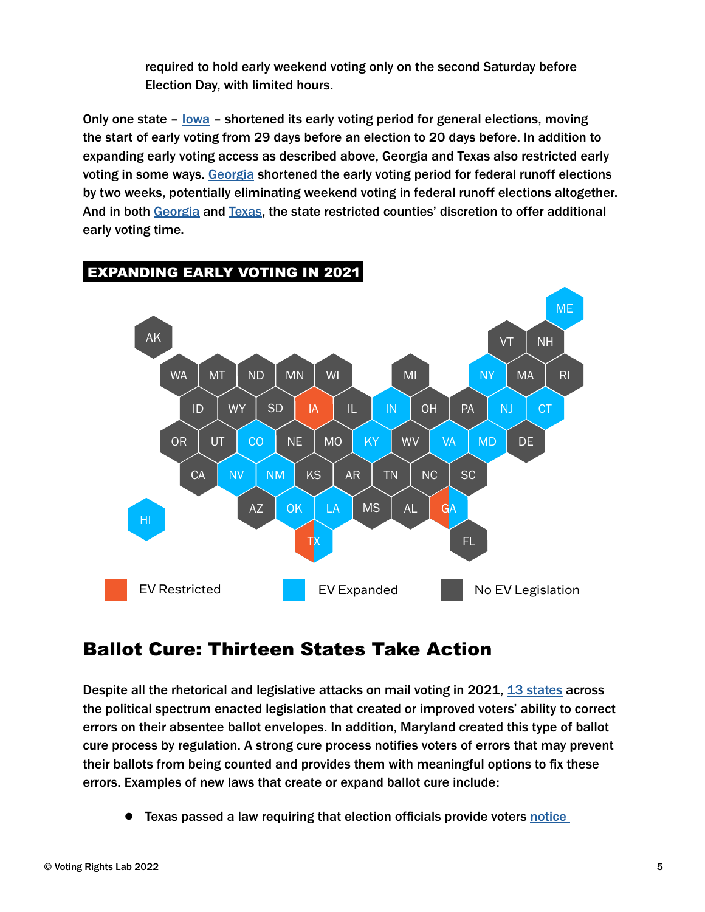required to hold early weekend voting only on the second Saturday before Election Day, with limited hours.

Only one state – Iowa – shortened its early voting period for general elections, moving the start of early voting from 29 days before an election to 20 days before. In addition to expanding early voting access as described above, Georgia and Texas also restricted early voting in some ways. Georgia shortened the early voting period for federal runoff elections by two weeks, potentially eliminating weekend voting in federal runoff elections altogether. And in both Georgia and Texas, the state restricted counties' discretion to offer additional early voting time.

**EXPANDING EARLY VOTING IN 2021**

EV Restricted: IA, GA (partial), TX (partial)

EV Expanded: ME, NY, IN, NJ, CT, CO, KY, VA, MD, NV, NM, OK, LA, HI, GA (partial), TX (partial)

No EV Legislation: all other states

## Ballot Cure: Thirteen States Take Action

Despite all the rhetorical and legislative attacks on mail voting in 2021, 13 states across the political spectrum enacted legislation that created or improved voters' ability to correct errors on their absentee ballot envelopes. In addition, Maryland created this type of ballot cure process by regulation. A strong cure process notifies voters of errors that may prevent their ballots from being counted and provides them with meaningful options to fix these errors. Examples of new laws that create or expand ballot cure include:

- Texas passed a law requiring that election officials provide voters notice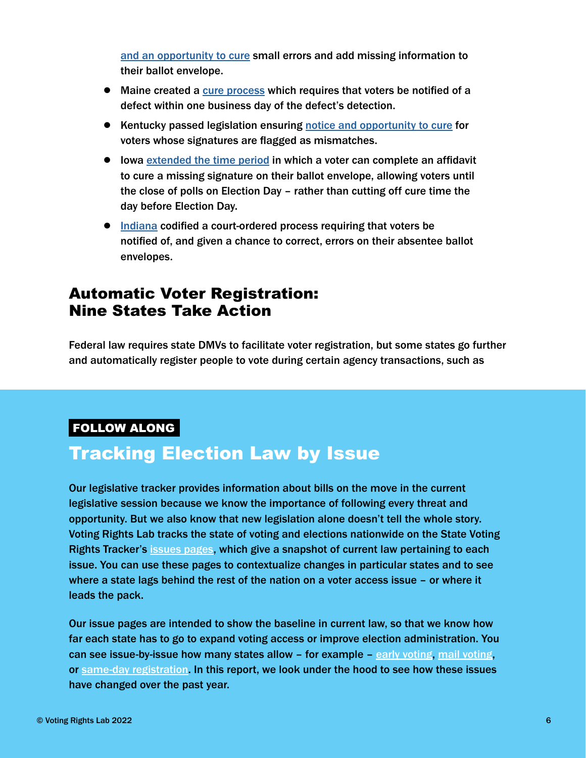and an opportunity to cure small errors and add missing information to their ballot envelope.

- Maine created a cure process which requires that voters be notified of a defect within one business day of the defect's detection.
- Kentucky passed legislation ensuring notice and opportunity to cure for voters whose signatures are flagged as mismatches.
- Iowa extended the time period in which a voter can complete an affidavit to cure a missing signature on their ballot envelope, allowing voters until the close of polls on Election Day – rather than cutting off cure time the day before Election Day.
- Indiana codified a court-ordered process requiring that voters be notified of, and given a chance to correct, errors on their absentee ballot envelopes.

## Automatic Voter Registration: Nine States Take Action

Federal law requires state DMVs to facilitate voter registration, but some states go further and automatically register people to vote during certain agency transactions, such as

**FOLLOW ALONG**

## Tracking Election Law by Issue

Our legislative tracker provides information about bills on the move in the current legislative session because we know the importance of following every threat and opportunity. But we also know that new legislation alone doesn't tell the whole story. Voting Rights Lab tracks the state of voting and elections nationwide on the State Voting Rights Tracker's issues pages, which give a snapshot of current law pertaining to each issue. You can use these pages to contextualize changes in particular states and to see where a state lags behind the rest of the nation on a voter access issue – or where it leads the pack.

Our issue pages are intended to show the baseline in current law, so that we know how far each state has to go to expand voting access or improve election administration. You can see issue-by-issue how many states allow – for example – early voting, mail voting, or same-day registration. In this report, we look under the hood to see how these issues have changed over the past year.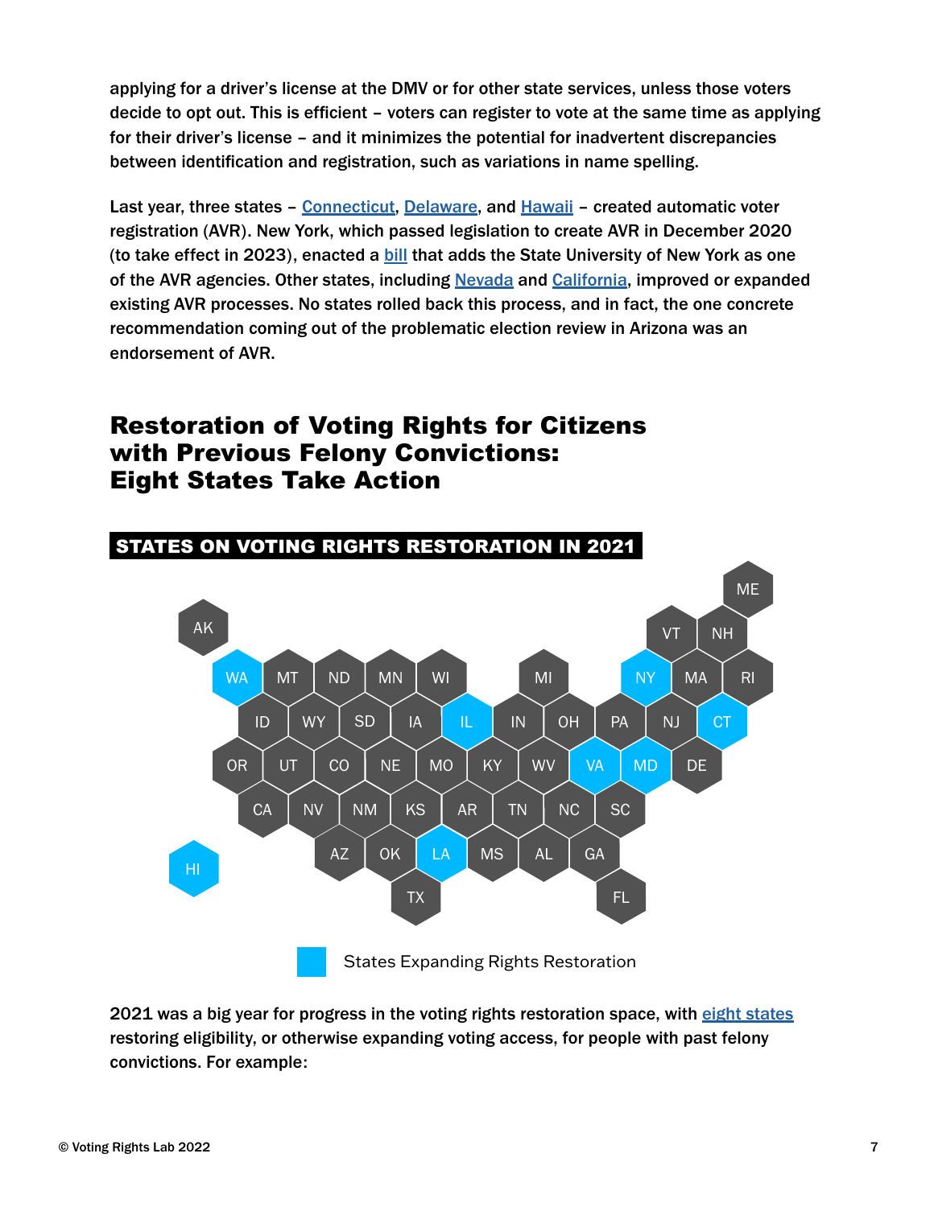applying for a driver's license at the DMV or for other state services, unless those voters decide to opt out. This is efficient – voters can register to vote at the same time as applying for their driver's license – and it minimizes the potential for inadvertent discrepancies between identification and registration, such as variations in name spelling.

Last year, three states – Connecticut, Delaware, and Hawaii – created automatic voter registration (AVR). New York, which passed legislation to create AVR in December 2020 (to take effect in 2023), enacted a bill that adds the State University of New York as one of the AVR agencies. Other states, including Nevada and California, improved or expanded existing AVR processes. No states rolled back this process, and in fact, the one concrete recommendation coming out of the problematic election review in Arizona was an endorsement of AVR.

## Restoration of Voting Rights for Citizens with Previous Felony Convictions: Eight States Take Action

**STATES ON VOTING RIGHTS RESTORATION IN 2021**

States Expanding Rights Restoration: WA, IL, NY, CT, VA, MD, LA, HI

2021 was a big year for progress in the voting rights restoration space, with eight states restoring eligibility, or otherwise expanding voting access, for people with past felony convictions. For example: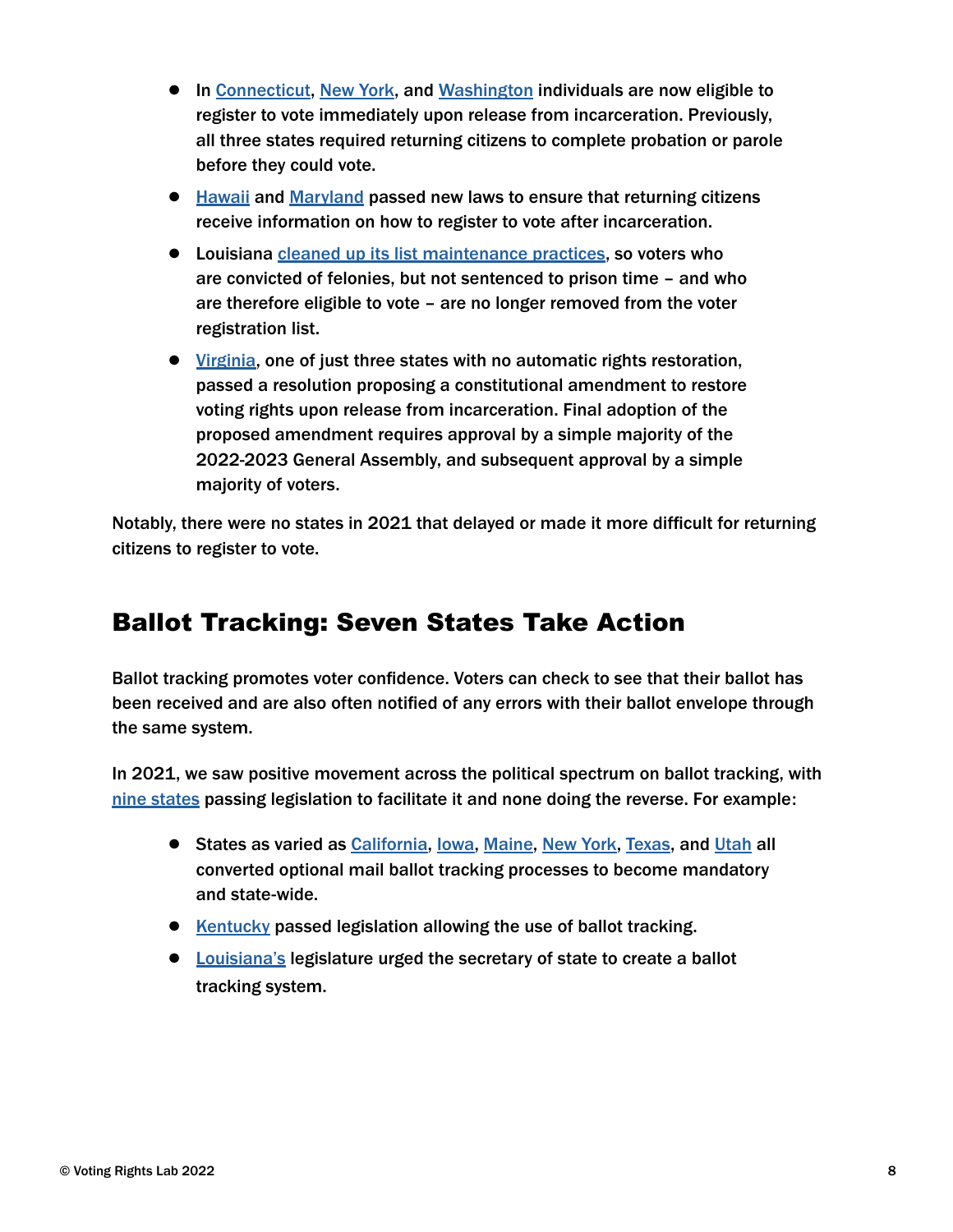- In Connecticut, New York, and Washington individuals are now eligible to register to vote immediately upon release from incarceration. Previously, all three states required returning citizens to complete probation or parole before they could vote.
- Hawaii and Maryland passed new laws to ensure that returning citizens receive information on how to register to vote after incarceration.
- Louisiana cleaned up its list maintenance practices, so voters who are convicted of felonies, but not sentenced to prison time – and who are therefore eligible to vote – are no longer removed from the voter registration list.
- Virginia, one of just three states with no automatic rights restoration, passed a resolution proposing a constitutional amendment to restore voting rights upon release from incarceration. Final adoption of the proposed amendment requires approval by a simple majority of the 2022-2023 General Assembly, and subsequent approval by a simple majority of voters.

Notably, there were no states in 2021 that delayed or made it more difficult for returning citizens to register to vote.

## Ballot Tracking: Seven States Take Action

Ballot tracking promotes voter confidence. Voters can check to see that their ballot has been received and are also often notified of any errors with their ballot envelope through the same system.

In 2021, we saw positive movement across the political spectrum on ballot tracking, with nine states passing legislation to facilitate it and none doing the reverse. For example:

- States as varied as California, Iowa, Maine, New York, Texas, and Utah all converted optional mail ballot tracking processes to become mandatory and state-wide.
- Kentucky passed legislation allowing the use of ballot tracking.
- Louisiana's legislature urged the secretary of state to create a ballot tracking system.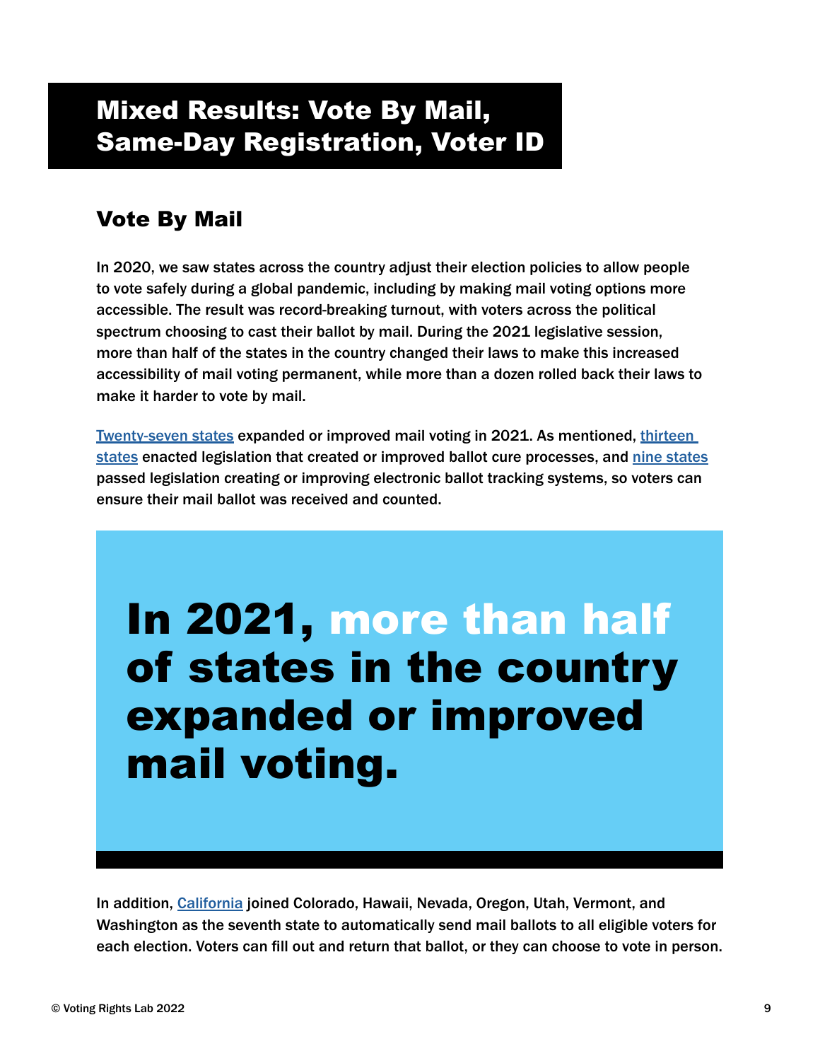# Mixed Results: Vote By Mail, Same-Day Registration, Voter ID

## Vote By Mail

In 2020, we saw states across the country adjust their election policies to allow people to vote safely during a global pandemic, including by making mail voting options more accessible. The result was record-breaking turnout, with voters across the political spectrum choosing to cast their ballot by mail. During the 2021 legislative session, more than half of the states in the country changed their laws to make this increased accessibility of mail voting permanent, while more than a dozen rolled back their laws to make it harder to vote by mail.

Twenty-seven states expanded or improved mail voting in 2021. As mentioned, thirteen states enacted legislation that created or improved ballot cure processes, and nine states passed legislation creating or improving electronic ballot tracking systems, so voters can ensure their mail ballot was received and counted.

**In 2021, more than half of states in the country expanded or improved mail voting.**

In addition, California joined Colorado, Hawaii, Nevada, Oregon, Utah, Vermont, and Washington as the seventh state to automatically send mail ballots to all eligible voters for each election. Voters can fill out and return that ballot, or they can choose to vote in person.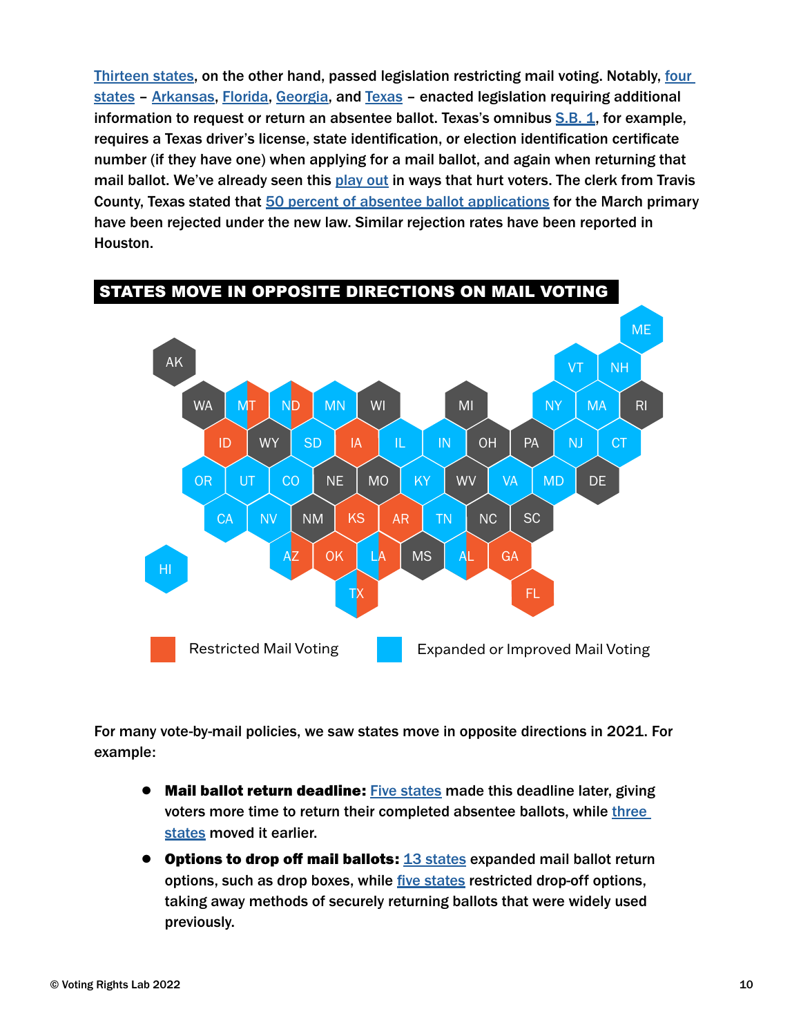Thirteen states, on the other hand, passed legislation restricting mail voting. Notably, four states – Arkansas, Florida, Georgia, and Texas – enacted legislation requiring additional information to request or return an absentee ballot. Texas's omnibus S.B. 1, for example, requires a Texas driver's license, state identification, or election identification certificate number (if they have one) when applying for a mail ballot, and again when returning that mail ballot. We've already seen this play out in ways that hurt voters. The clerk from Travis County, Texas stated that 50 percent of absentee ballot applications for the March primary have been rejected under the new law. Similar rejection rates have been reported in Houston.

## STATES MOVE IN OPPOSITE DIRECTIONS ON MAIL VOTING

Restricted Mail Voting | Expanded or Improved Mail Voting

For many vote-by-mail policies, we saw states move in opposite directions in 2021. For example:

- **Mail ballot return deadline:** Five states made this deadline later, giving voters more time to return their completed absentee ballots, while three states moved it earlier.
- **Options to drop off mail ballots:** 13 states expanded mail ballot return options, such as drop boxes, while five states restricted drop-off options, taking away methods of securely returning ballots that were widely used previously.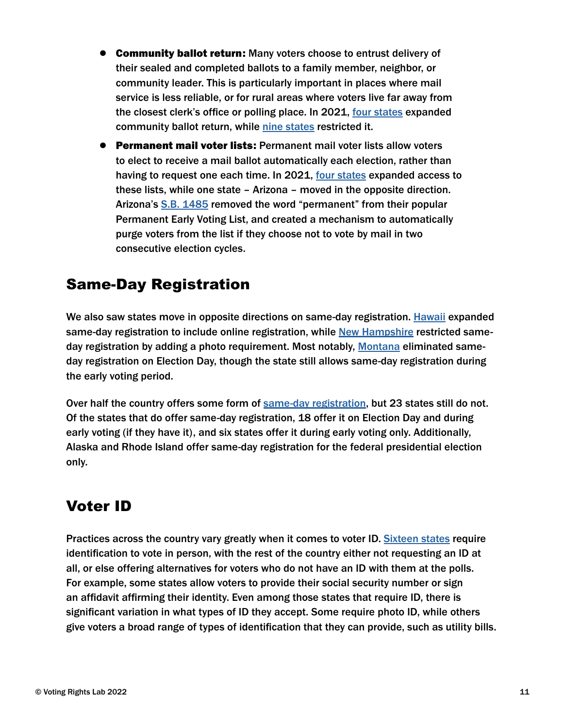- **Community ballot return:** Many voters choose to entrust delivery of their sealed and completed ballots to a family member, neighbor, or community leader. This is particularly important in places where mail service is less reliable, or for rural areas where voters live far away from the closest clerk's office or polling place. In 2021, four states expanded community ballot return, while nine states restricted it.
- **Permanent mail voter lists:** Permanent mail voter lists allow voters to elect to receive a mail ballot automatically each election, rather than having to request one each time. In 2021, four states expanded access to these lists, while one state – Arizona – moved in the opposite direction. Arizona's S.B. 1485 removed the word "permanent" from their popular Permanent Early Voting List, and created a mechanism to automatically purge voters from the list if they choose not to vote by mail in two consecutive election cycles.

## Same-Day Registration

We also saw states move in opposite directions on same-day registration. Hawaii expanded same-day registration to include online registration, while New Hampshire restricted same-day registration by adding a photo requirement. Most notably, Montana eliminated same-day registration on Election Day, though the state still allows same-day registration during the early voting period.

Over half the country offers some form of same-day registration, but 23 states still do not. Of the states that do offer same-day registration, 18 offer it on Election Day and during early voting (if they have it), and six states offer it during early voting only. Additionally, Alaska and Rhode Island offer same-day registration for the federal presidential election only.

## Voter ID

Practices across the country vary greatly when it comes to voter ID. Sixteen states require identification to vote in person, with the rest of the country either not requesting an ID at all, or else offering alternatives for voters who do not have an ID with them at the polls. For example, some states allow voters to provide their social security number or sign an affidavit affirming their identity. Even among those states that require ID, there is significant variation in what types of ID they accept. Some require photo ID, while others give voters a broad range of types of identification that they can provide, such as utility bills.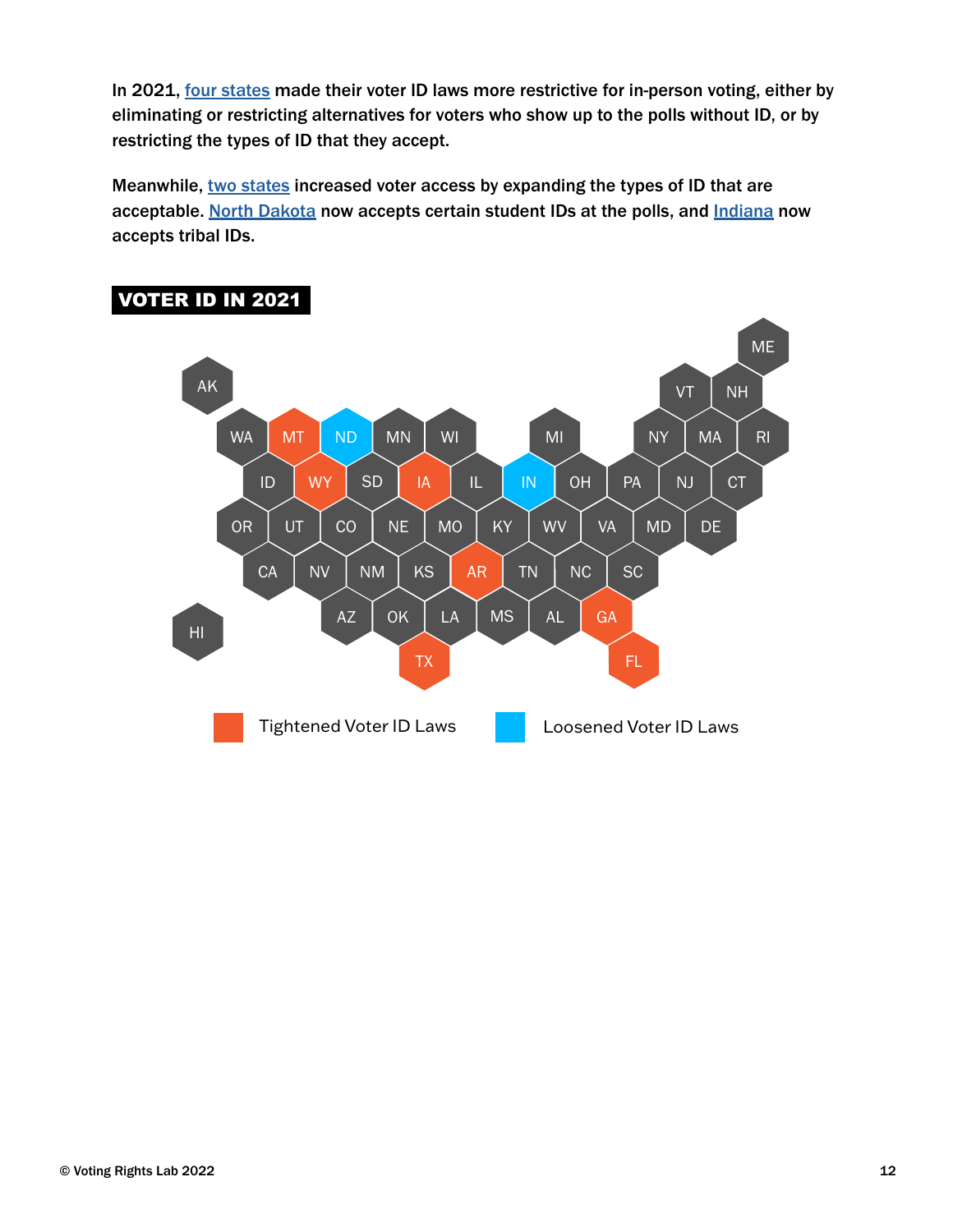In 2021, four states made their voter ID laws more restrictive for in-person voting, either by eliminating or restricting alternatives for voters who show up to the polls without ID, or by restricting the types of ID that they accept.

Meanwhile, two states increased voter access by expanding the types of ID that are acceptable. North Dakota now accepts certain student IDs at the polls, and Indiana now accepts tribal IDs.

**VOTER ID IN 2021**

Tightened Voter ID Laws: MT, WY, IA, AR, TX, GA, FL

Loosened Voter ID Laws: ND, IN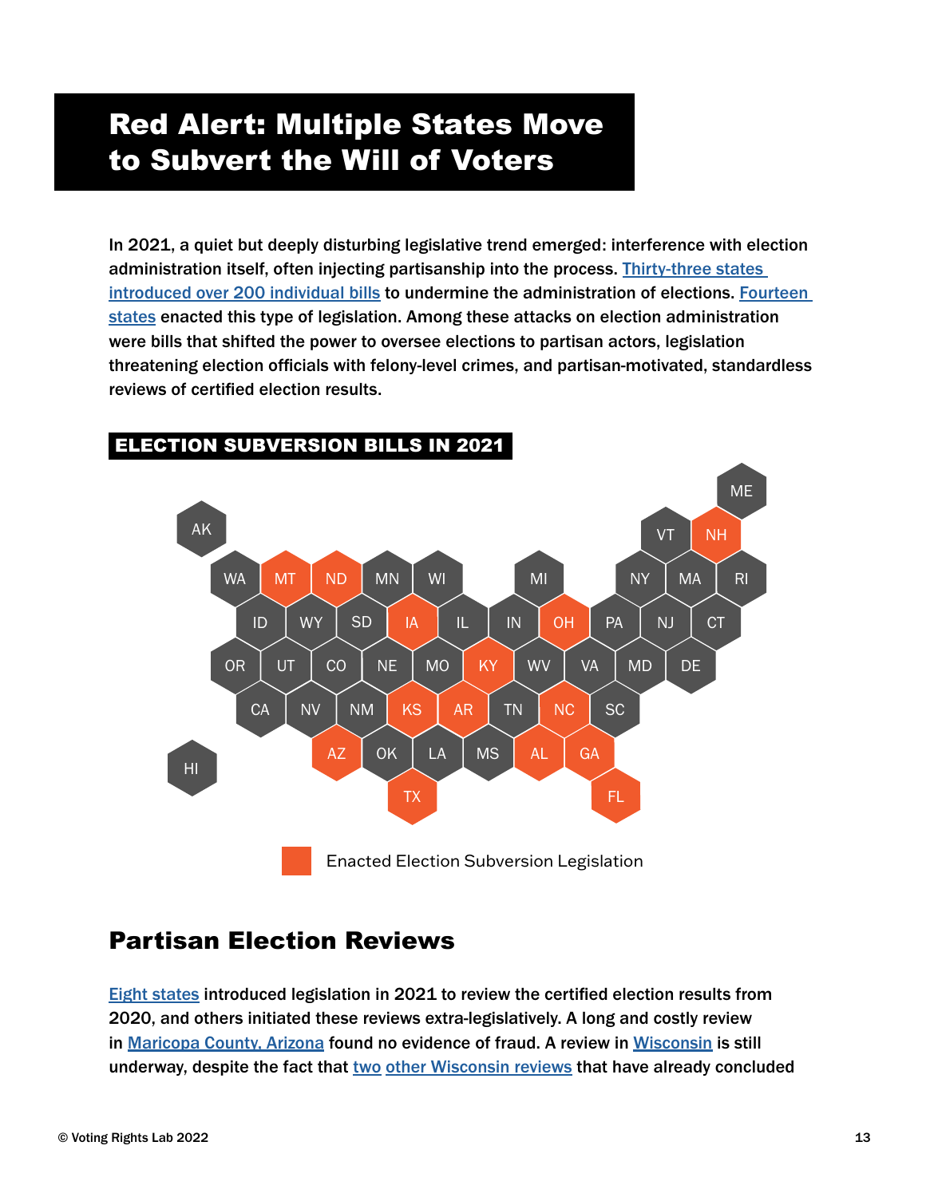# Red Alert: Multiple States Move to Subvert the Will of Voters

In 2021, a quiet but deeply disturbing legislative trend emerged: interference with election administration itself, often injecting partisanship into the process. Thirty-three states introduced over 200 individual bills to undermine the administration of elections. Fourteen states enacted this type of legislation. Among these attacks on election administration were bills that shifted the power to oversee elections to partisan actors, legislation threatening election officials with felony-level crimes, and partisan-motivated, standardless reviews of certified election results.

**ELECTION SUBVERSION BILLS IN 2021**

Enacted Election Subversion Legislation: MT, ND, IA, OH, KY, KS, AR, NC, AZ, AL, GA, TX, FL, NH

## Partisan Election Reviews

Eight states introduced legislation in 2021 to review the certified election results from 2020, and others initiated these reviews extra-legislatively. A long and costly review in Maricopa County, Arizona found no evidence of fraud. A review in Wisconsin is still underway, despite the fact that two other Wisconsin reviews that have already concluded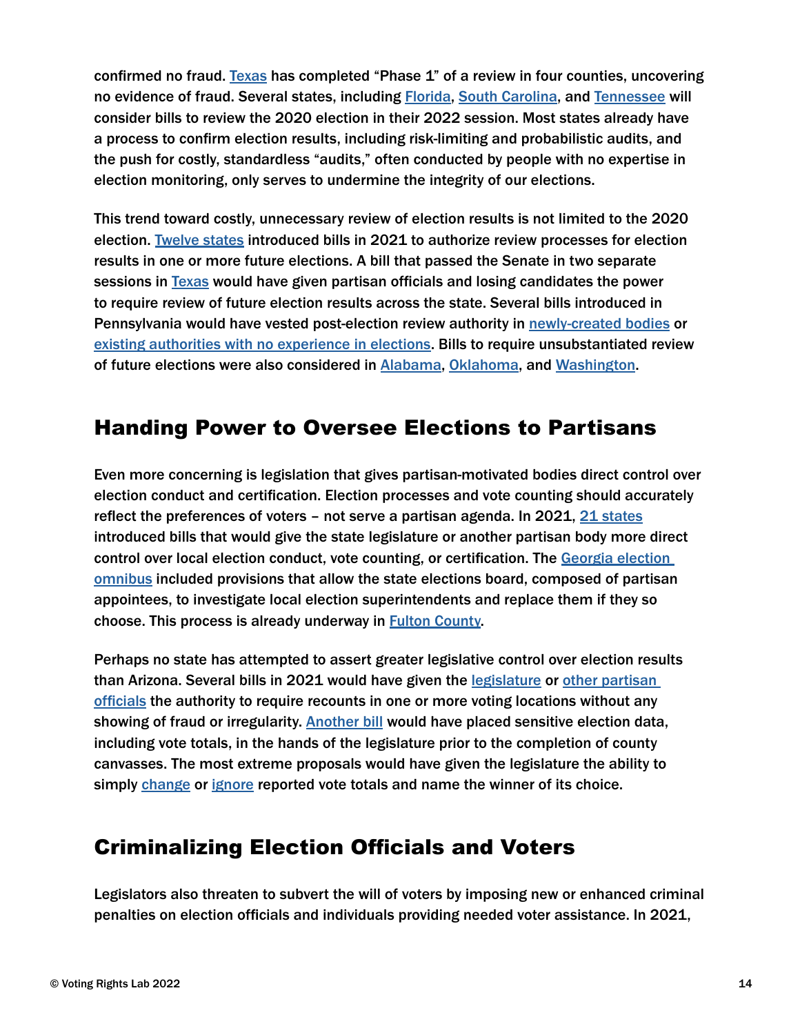confirmed no fraud. Texas has completed "Phase 1" of a review in four counties, uncovering no evidence of fraud. Several states, including Florida, South Carolina, and Tennessee will consider bills to review the 2020 election in their 2022 session. Most states already have a process to confirm election results, including risk-limiting and probabilistic audits, and the push for costly, standardless "audits," often conducted by people with no expertise in election monitoring, only serves to undermine the integrity of our elections.

This trend toward costly, unnecessary review of election results is not limited to the 2020 election. Twelve states introduced bills in 2021 to authorize review processes for election results in one or more future elections. A bill that passed the Senate in two separate sessions in Texas would have given partisan officials and losing candidates the power to require review of future election results across the state. Several bills introduced in Pennsylvania would have vested post-election review authority in newly-created bodies or existing authorities with no experience in elections. Bills to require unsubstantiated review of future elections were also considered in Alabama, Oklahoma, and Washington.

## Handing Power to Oversee Elections to Partisans

Even more concerning is legislation that gives partisan-motivated bodies direct control over election conduct and certification. Election processes and vote counting should accurately reflect the preferences of voters – not serve a partisan agenda. In 2021, 21 states introduced bills that would give the state legislature or another partisan body more direct control over local election conduct, vote counting, or certification. The Georgia election omnibus included provisions that allow the state elections board, composed of partisan appointees, to investigate local election superintendents and replace them if they so choose. This process is already underway in Fulton County.

Perhaps no state has attempted to assert greater legislative control over election results than Arizona. Several bills in 2021 would have given the legislature or other partisan officials the authority to require recounts in one or more voting locations without any showing of fraud or irregularity. Another bill would have placed sensitive election data, including vote totals, in the hands of the legislature prior to the completion of county canvasses. The most extreme proposals would have given the legislature the ability to simply change or ignore reported vote totals and name the winner of its choice.

## Criminalizing Election Officials and Voters

Legislators also threaten to subvert the will of voters by imposing new or enhanced criminal penalties on election officials and individuals providing needed voter assistance. In 2021,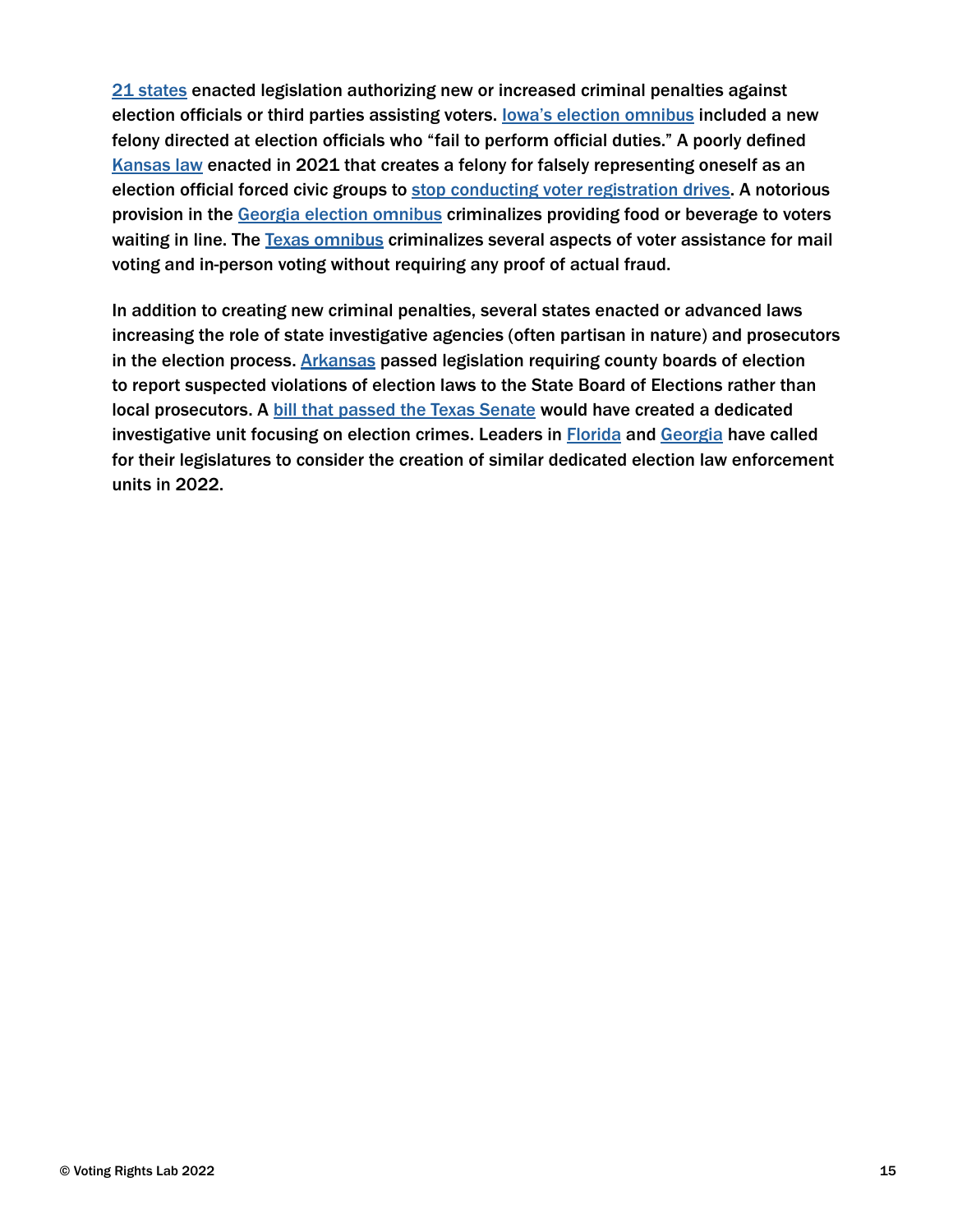21 states enacted legislation authorizing new or increased criminal penalties against election officials or third parties assisting voters. Iowa's election omnibus included a new felony directed at election officials who "fail to perform official duties." A poorly defined Kansas law enacted in 2021 that creates a felony for falsely representing oneself as an election official forced civic groups to stop conducting voter registration drives. A notorious provision in the Georgia election omnibus criminalizes providing food or beverage to voters waiting in line. The Texas omnibus criminalizes several aspects of voter assistance for mail voting and in-person voting without requiring any proof of actual fraud.

In addition to creating new criminal penalties, several states enacted or advanced laws increasing the role of state investigative agencies (often partisan in nature) and prosecutors in the election process. Arkansas passed legislation requiring county boards of election to report suspected violations of election laws to the State Board of Elections rather than local prosecutors. A bill that passed the Texas Senate would have created a dedicated investigative unit focusing on election crimes. Leaders in Florida and Georgia have called for their legislatures to consider the creation of similar dedicated election law enforcement units in 2022.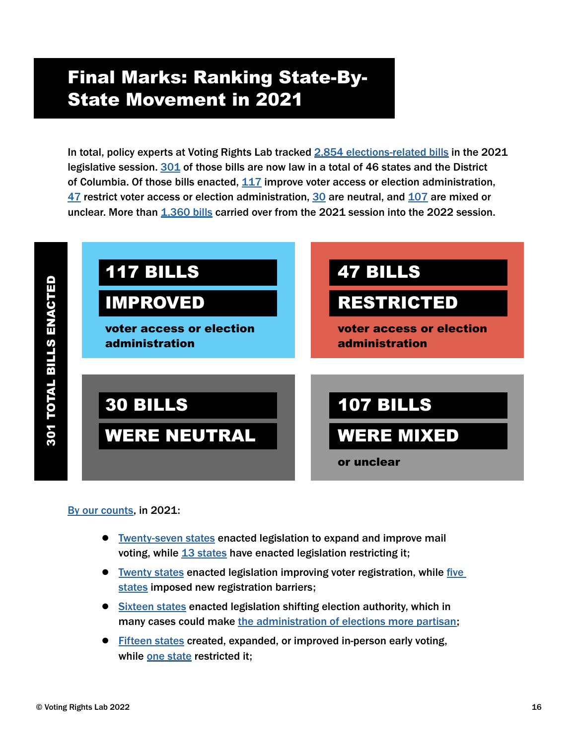# Final Marks: Ranking State-By-State Movement in 2021

In total, policy experts at Voting Rights Lab tracked 2,854 elections-related bills in the 2021 legislative session. 301 of those bills are now law in a total of 46 states and the District of Columbia. Of those bills enacted, 117 improve voter access or election administration, 47 restrict voter access or election administration, 30 are neutral, and 107 are mixed or unclear. More than 1,360 bills carried over from the 2021 session into the 2022 session.

**301 TOTAL BILLS ENACTED**

**117 BILLS IMPROVED** voter access or election administration

**47 BILLS RESTRICTED** voter access or election administration

**30 BILLS WERE NEUTRAL**

**107 BILLS WERE MIXED** or unclear

By our counts, in 2021:

- Twenty-seven states enacted legislation to expand and improve mail voting, while 13 states have enacted legislation restricting it;
- Twenty states enacted legislation improving voter registration, while five states imposed new registration barriers;
- Sixteen states enacted legislation shifting election authority, which in many cases could make the administration of elections more partisan;
- Fifteen states created, expanded, or improved in-person early voting, while one state restricted it;

© Voting Rights Lab 2022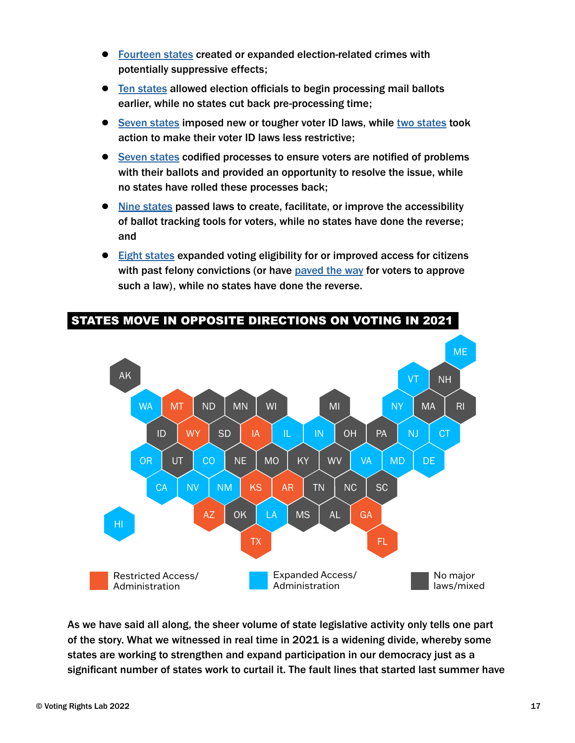- Fourteen states created or expanded election-related crimes with potentially suppressive effects;
- Ten states allowed election officials to begin processing mail ballots earlier, while no states cut back pre-processing time;
- Seven states imposed new or tougher voter ID laws, while two states took action to make their voter ID laws less restrictive;
- Seven states codified processes to ensure voters are notified of problems with their ballots and provided an opportunity to resolve the issue, while no states have rolled these processes back;
- Nine states passed laws to create, facilitate, or improve the accessibility of ballot tracking tools for voters, while no states have done the reverse; and
- Eight states expanded voting eligibility for or improved access for citizens with past felony convictions (or have paved the way for voters to approve such a law), while no states have done the reverse.

## STATES MOVE IN OPPOSITE DIRECTIONS ON VOTING IN 2021

| Restricted Access/ Administration | Expanded Access/ Administration | No major laws/mixed |
| --- | --- | --- |
| MT, WY, IA, KS, AR, AZ, TX, GA, FL | ME, VT, WA, NY, IL, IN, NJ, CT, OR, CO, VA, MD, DE, CA, NV, NM, LA, HI | AK, NH, ND, MN, WI, MI, MA, RI, ID, SD, OH, PA, UT, NE, MO, KY, WV, TN, NC, SC, OK, MS, AL |

As we have said all along, the sheer volume of state legislative activity only tells one part of the story. What we witnessed in real time in 2021 is a widening divide, whereby some states are working to strengthen and expand participation in our democracy just as a significant number of states work to curtail it. The fault lines that started last summer have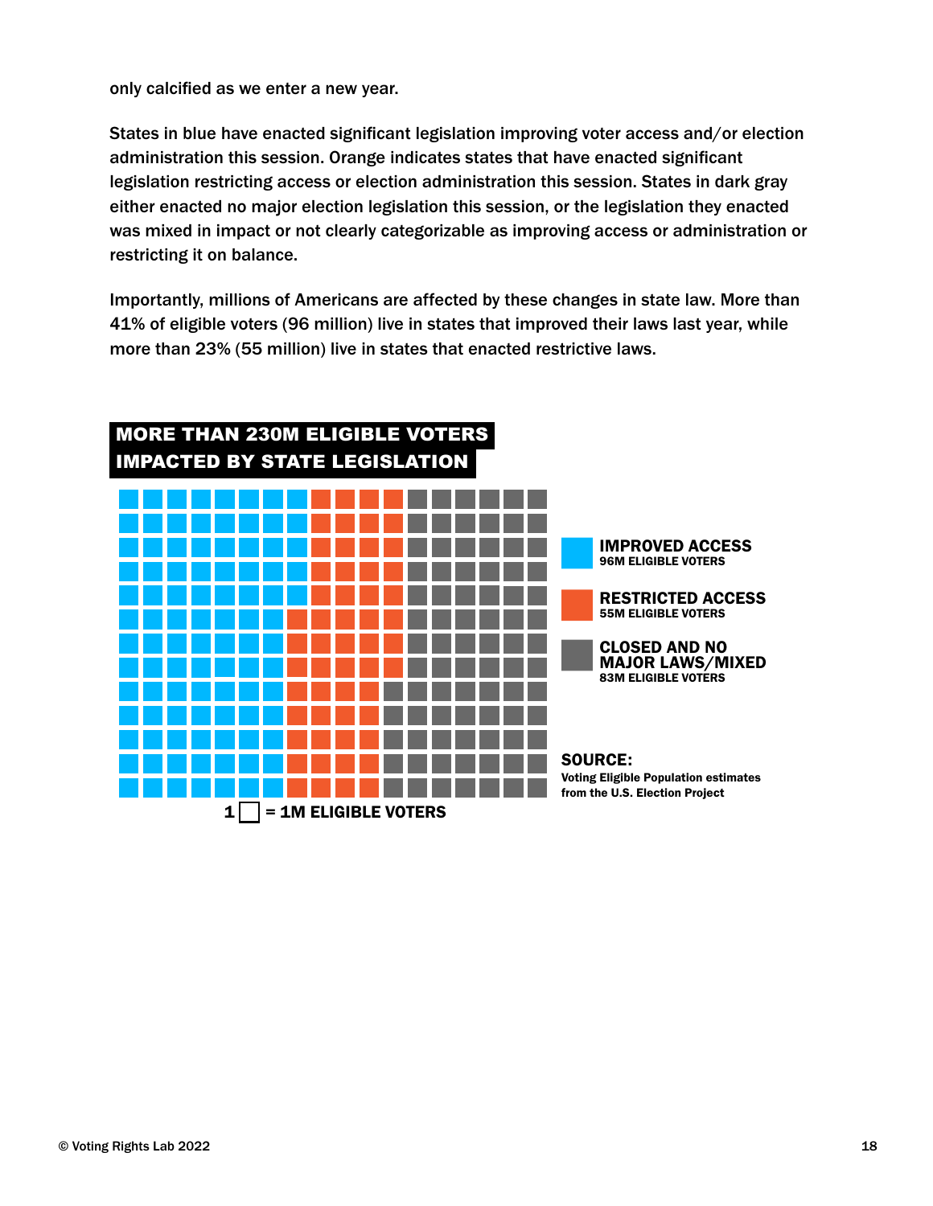only calcified as we enter a new year.

States in blue have enacted significant legislation improving voter access and/or election administration this session. Orange indicates states that have enacted significant legislation restricting access or election administration this session. States in dark gray either enacted no major election legislation this session, or the legislation they enacted was mixed in impact or not clearly categorizable as improving access or administration or restricting it on balance.

Importantly, millions of Americans are affected by these changes in state law. More than 41% of eligible voters (96 million) live in states that improved their laws last year, while more than 23% (55 million) live in states that enacted restrictive laws.

**MORE THAN 230M ELIGIBLE VOTERS IMPACTED BY STATE LEGISLATION**

**IMPROVED ACCESS**
96M ELIGIBLE VOTERS

**RESTRICTED ACCESS**
55M ELIGIBLE VOTERS

**CLOSED AND NO MAJOR LAWS/MIXED**
83M ELIGIBLE VOTERS

1 □ = 1M ELIGIBLE VOTERS

**SOURCE:**
Voting Eligible Population estimates from the U.S. Election Project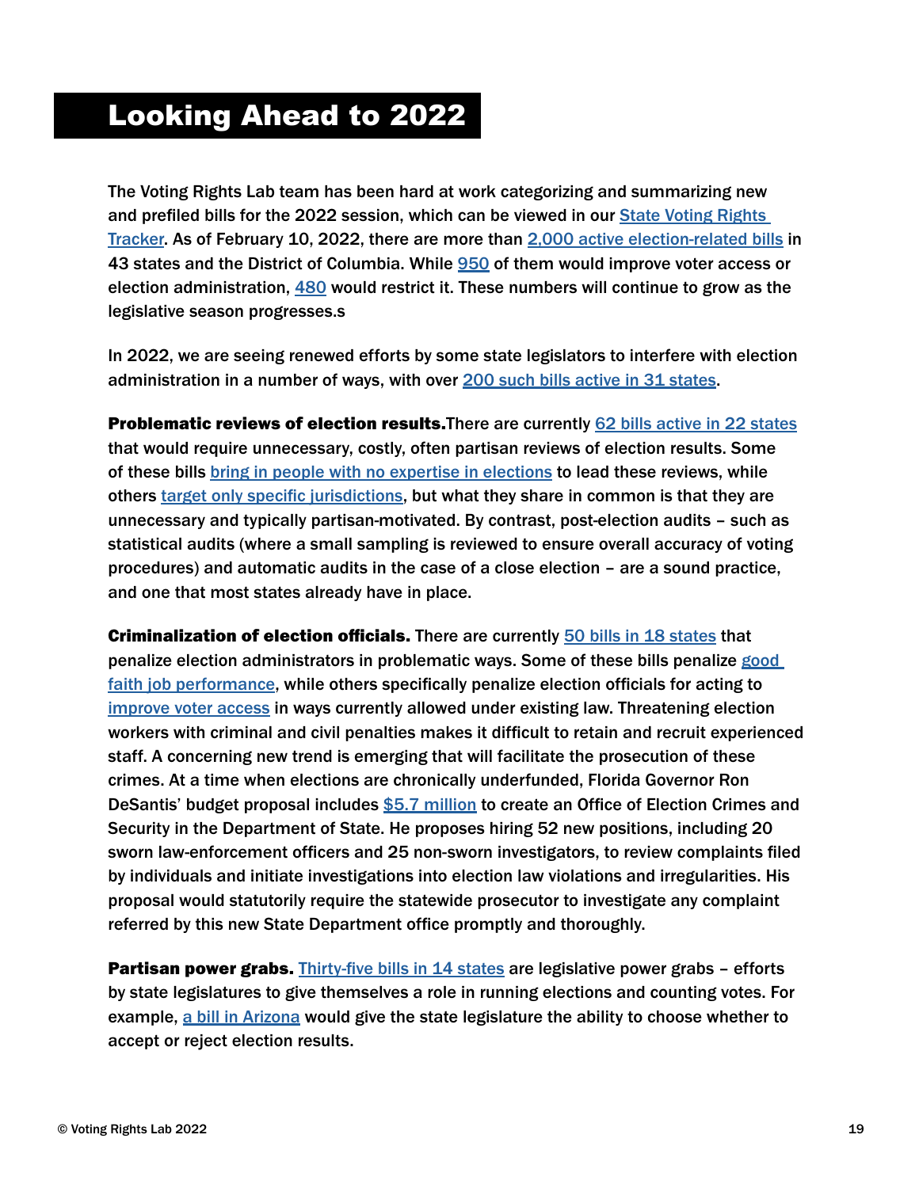# Looking Ahead to 2022

The Voting Rights Lab team has been hard at work categorizing and summarizing new and prefiled bills for the 2022 session, which can be viewed in our State Voting Rights Tracker. As of February 10, 2022, there are more than 2,000 active election-related bills in 43 states and the District of Columbia. While 950 of them would improve voter access or election administration, 480 would restrict it. These numbers will continue to grow as the legislative season progresses.s

In 2022, we are seeing renewed efforts by some state legislators to interfere with election administration in a number of ways, with over 200 such bills active in 31 states.

**Problematic reviews of election results.**There are currently 62 bills active in 22 states that would require unnecessary, costly, often partisan reviews of election results. Some of these bills bring in people with no expertise in elections to lead these reviews, while others target only specific jurisdictions, but what they share in common is that they are unnecessary and typically partisan-motivated. By contrast, post-election audits – such as statistical audits (where a small sampling is reviewed to ensure overall accuracy of voting procedures) and automatic audits in the case of a close election – are a sound practice, and one that most states already have in place.

**Criminalization of election officials.** There are currently 50 bills in 18 states that penalize election administrators in problematic ways. Some of these bills penalize good faith job performance, while others specifically penalize election officials for acting to improve voter access in ways currently allowed under existing law. Threatening election workers with criminal and civil penalties makes it difficult to retain and recruit experienced staff. A concerning new trend is emerging that will facilitate the prosecution of these crimes. At a time when elections are chronically underfunded, Florida Governor Ron DeSantis' budget proposal includes $5.7 million to create an Office of Election Crimes and Security in the Department of State. He proposes hiring 52 new positions, including 20 sworn law-enforcement officers and 25 non-sworn investigators, to review complaints filed by individuals and initiate investigations into election law violations and irregularities. His proposal would statutorily require the statewide prosecutor to investigate any complaint referred by this new State Department office promptly and thoroughly.

**Partisan power grabs.** Thirty-five bills in 14 states are legislative power grabs – efforts by state legislatures to give themselves a role in running elections and counting votes. For example, a bill in Arizona would give the state legislature the ability to choose whether to accept or reject election results.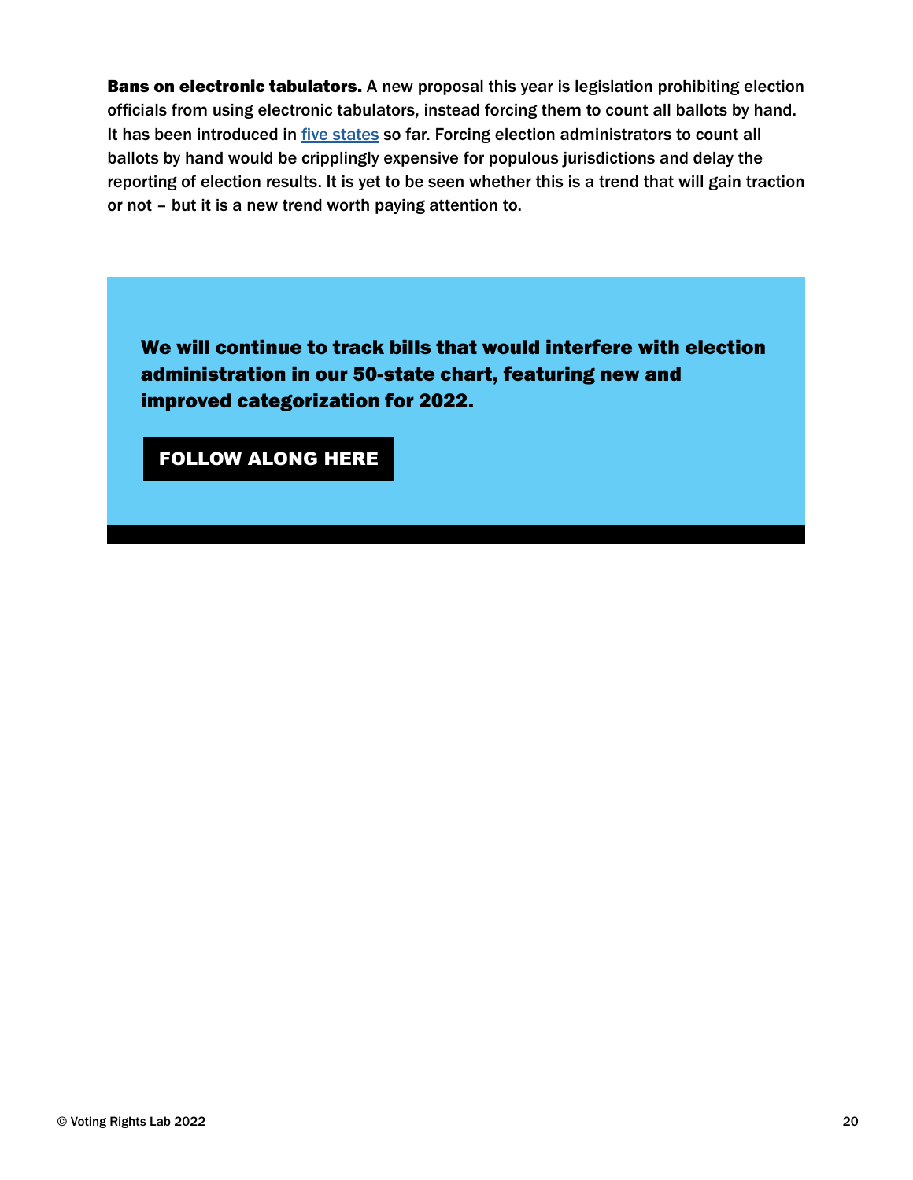**Bans on electronic tabulators.** A new proposal this year is legislation prohibiting election officials from using electronic tabulators, instead forcing them to count all ballots by hand. It has been introduced in five states so far. Forcing election administrators to count all ballots by hand would be cripplingly expensive for populous jurisdictions and delay the reporting of election results. It is yet to be seen whether this is a trend that will gain traction or not – but it is a new trend worth paying attention to.

**We will continue to track bills that would interfere with election administration in our 50-state chart, featuring new and improved categorization for 2022.**

**FOLLOW ALONG HERE**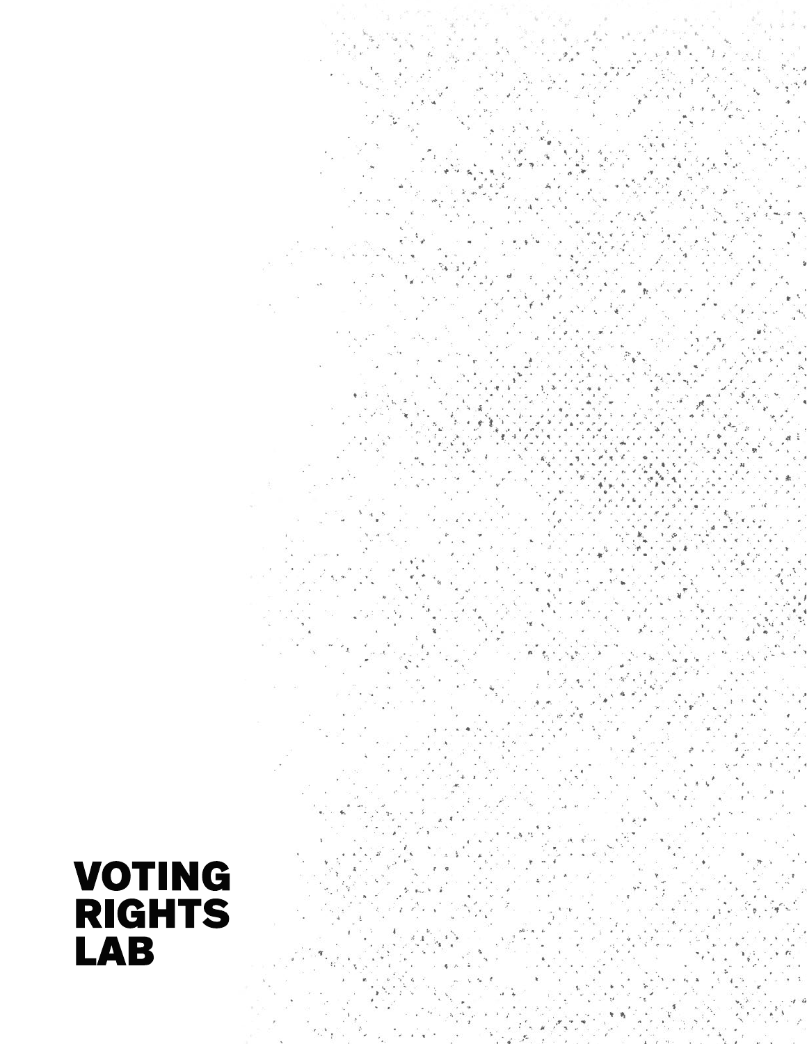VOTING
RIGHTS
LAB